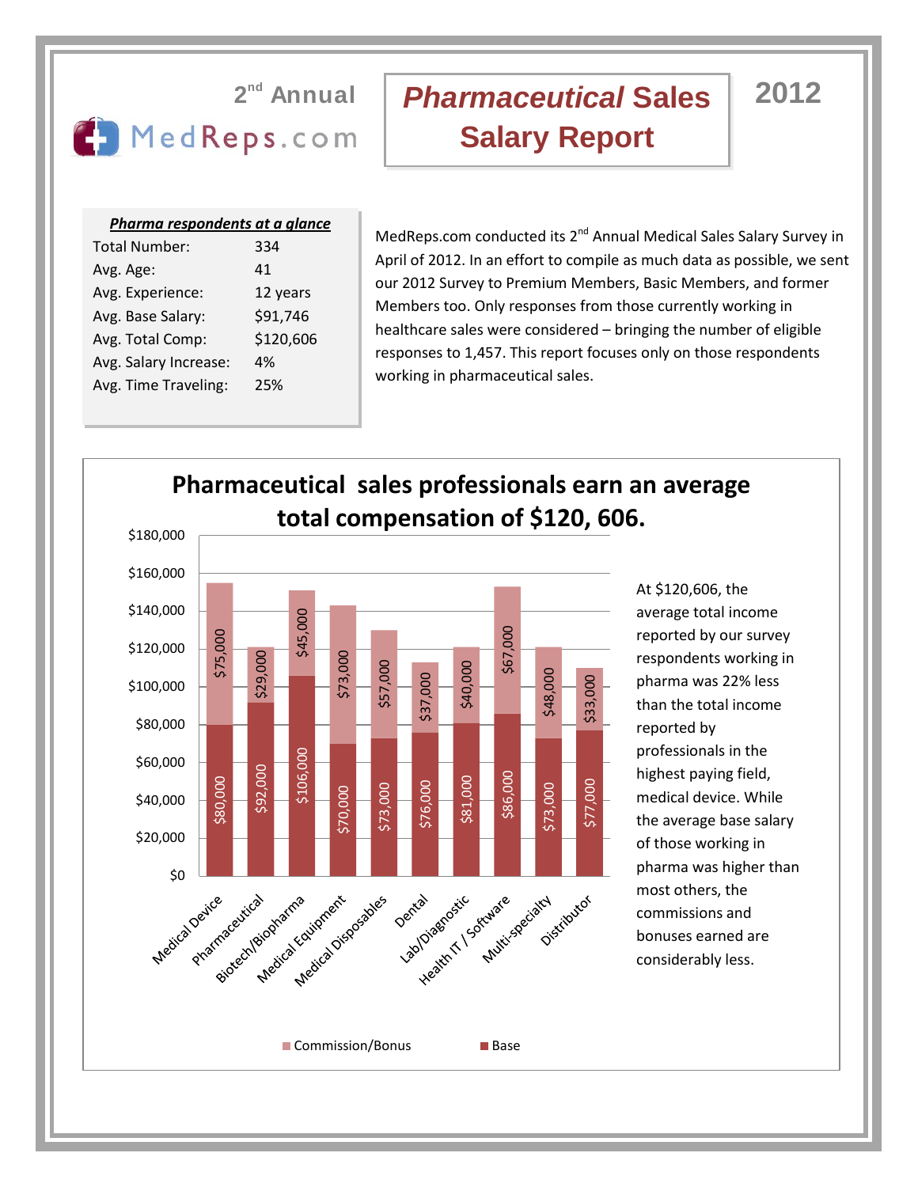2nd Annual MedReps.com

# *Pharmaceutical* Sales Salary Report

2012

| *Pharma respondents at a glance* | |
|---|---|
| Total Number: | 334 |
| Avg. Age: | 41 |
| Avg. Experience: | 12 years |
| Avg. Base Salary: | $91,746 |
| Avg. Total Comp: | $120,606 |
| Avg. Salary Increase: | 4% |
| Avg. Time Traveling: | 25% |

MedReps.com conducted its 2nd Annual Medical Sales Salary Survey in April of 2012. In an effort to compile as much data as possible, we sent our 2012 Survey to Premium Members, Basic Members, and former Members too. Only responses from those currently working in healthcare sales were considered – bringing the number of eligible responses to 1,457. This report focuses only on those respondents working in pharmaceutical sales.

## Pharmaceutical sales professionals earn an average total compensation of $120, 606.

| Field | Base | Commission/Bonus |
|---|---|---|
| Medical Device | $80,000 | $75,000 |
| Pharmaceutical | $92,000 | $29,000 |
| Biotech/Biopharma | $106,000 | $45,000 |
| Medical Equipment | $70,000 | $73,000 |
| Medical Disposables | $73,000 | $57,000 |
| Dental | $76,000 | $37,000 |
| Lab/Diagnostic | $81,000 | $40,000 |
| Health IT / Software | $86,000 | $67,000 |
| Multi-specialty | $73,000 | $48,000 |
| Distributor | $77,000 | $33,000 |

At $120,606, the average total income reported by our survey respondents working in pharma was 22% less than the total income reported by professionals in the highest paying field, medical device. While the average base salary of those working in pharma was higher than most others, the commissions and bonuses earned are considerably less.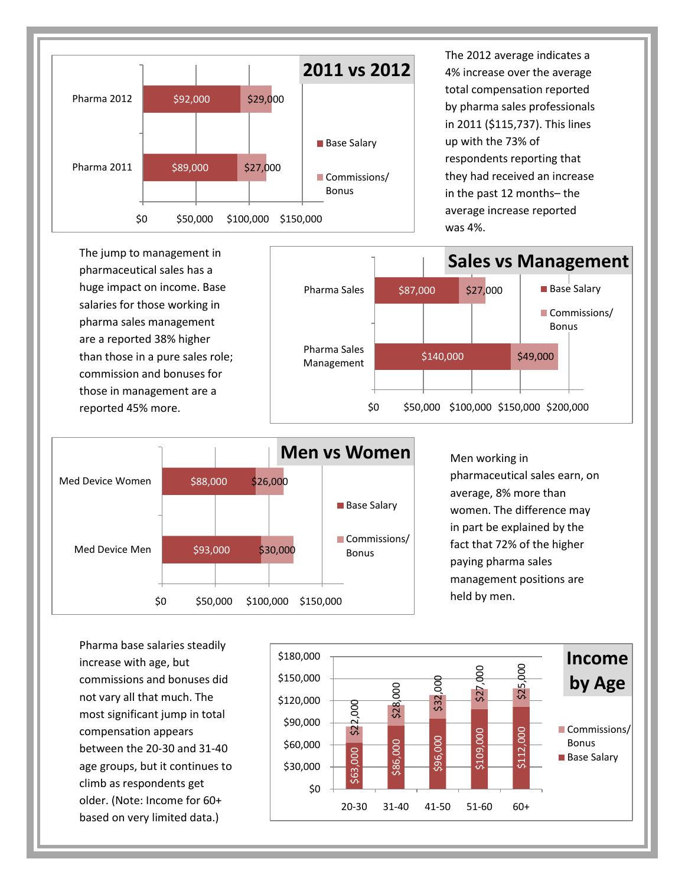## 2011 vs 2012

| | Base Salary | Commissions/ Bonus |
|---|---|---|
| Pharma 2012 | $92,000 | $29,000 |
| Pharma 2011 | $89,000 | $27,000 |

The 2012 average indicates a 4% increase over the average total compensation reported by pharma sales professionals in 2011 ($115,737). This lines up with the 73% of respondents reporting that they had received an increase in the past 12 months– the average increase reported was 4%.

## Sales vs Management

The jump to management in pharmaceutical sales has a huge impact on income. Base salaries for those working in pharma sales management are a reported 38% higher than those in a pure sales role; commission and bonuses for those in management are a reported 45% more.

| | Base Salary | Commissions/ Bonus |
|---|---|---|
| Pharma Sales | $87,000 | $27,000 |
| Pharma Sales Management | $140,000 | $49,000 |

## Men vs Women

| | Base Salary | Commissions/ Bonus |
|---|---|---|
| Med Device Women | $88,000 | $26,000 |
| Med Device Men | $93,000 | $30,000 |

Men working in pharmaceutical sales earn, on average, 8% more than women. The difference may in part be explained by the fact that 72% of the higher paying pharma sales management positions are held by men.

## Income by Age

Pharma base salaries steadily increase with age, but commissions and bonuses did not vary all that much. The most significant jump in total compensation appears between the 20-30 and 31-40 age groups, but it continues to climb as respondents get older. (Note: Income for 60+ based on very limited data.)

| Age | Base Salary | Commissions/ Bonus |
|---|---|---|
| 20-30 | $63,000 | $22,000 |
| 31-40 | $86,000 | $28,000 |
| 41-50 | $96,000 | $32,000 |
| 51-60 | $109,000 | $27,000 |
| 60+ | $112,000 | $25,000 |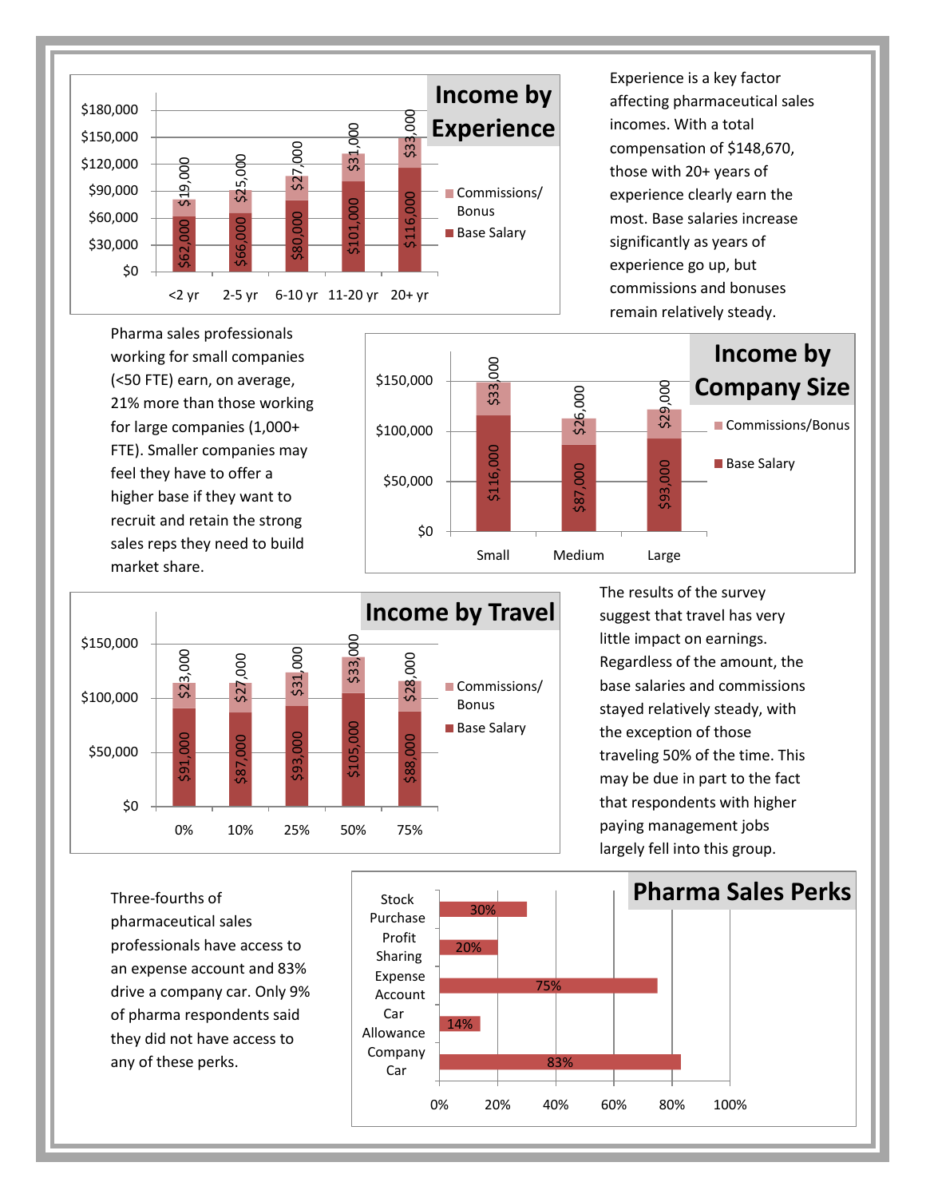## Income by Experience

$180,000
$150,000
$120,000
$90,000
$60,000
$30,000
$0

<2 yr: $62,000 / $19,000
2-5 yr: $66,000 / $25,000
6-10 yr: $80,000 / $27,000
11-20 yr: $101,000 / $31,000
20+ yr: $116,000 / $33,000

Commissions/ Bonus
Base Salary

Experience is a key factor affecting pharmaceutical sales incomes. With a total compensation of $148,670, those with 20+ years of experience clearly earn the most. Base salaries increase significantly as years of experience go up, but commissions and bonuses remain relatively steady.

Pharma sales professionals working for small companies (<50 FTE) earn, on average, 21% more than those working for large companies (1,000+ FTE). Smaller companies may feel they have to offer a higher base if they want to recruit and retain the strong sales reps they need to build market share.

## Income by Company Size

$150,000
$100,000
$50,000
$0

Small: $116,000 / $33,000
Medium: $87,000 / $26,000
Large: $93,000 / $29,000

Commissions/Bonus
Base Salary

## Income by Travel

$150,000
$100,000
$50,000
$0

0%: $91,000 / $23,000
10%: $87,000 / $27,000
25%: $93,000 / $31,000
50%: $105,000 / $33,000
75%: $88,000 / $28,000

Commissions/ Bonus
Base Salary

The results of the survey suggest that travel has very little impact on earnings. Regardless of the amount, the base salaries and commissions stayed relatively steady, with the exception of those traveling 50% of the time. This may be due in part to the fact that respondents with higher paying management jobs largely fell into this group.

Three-fourths of pharmaceutical sales professionals have access to an expense account and 83% drive a company car. Only 9% of pharma respondents said they did not have access to any of these perks.

## Pharma Sales Perks

Stock Purchase: 30%
Profit Sharing: 20%
Expense Account: 75%
Car Allowance: 14%
Company Car: 83%

0% 20% 40% 60% 80% 100%